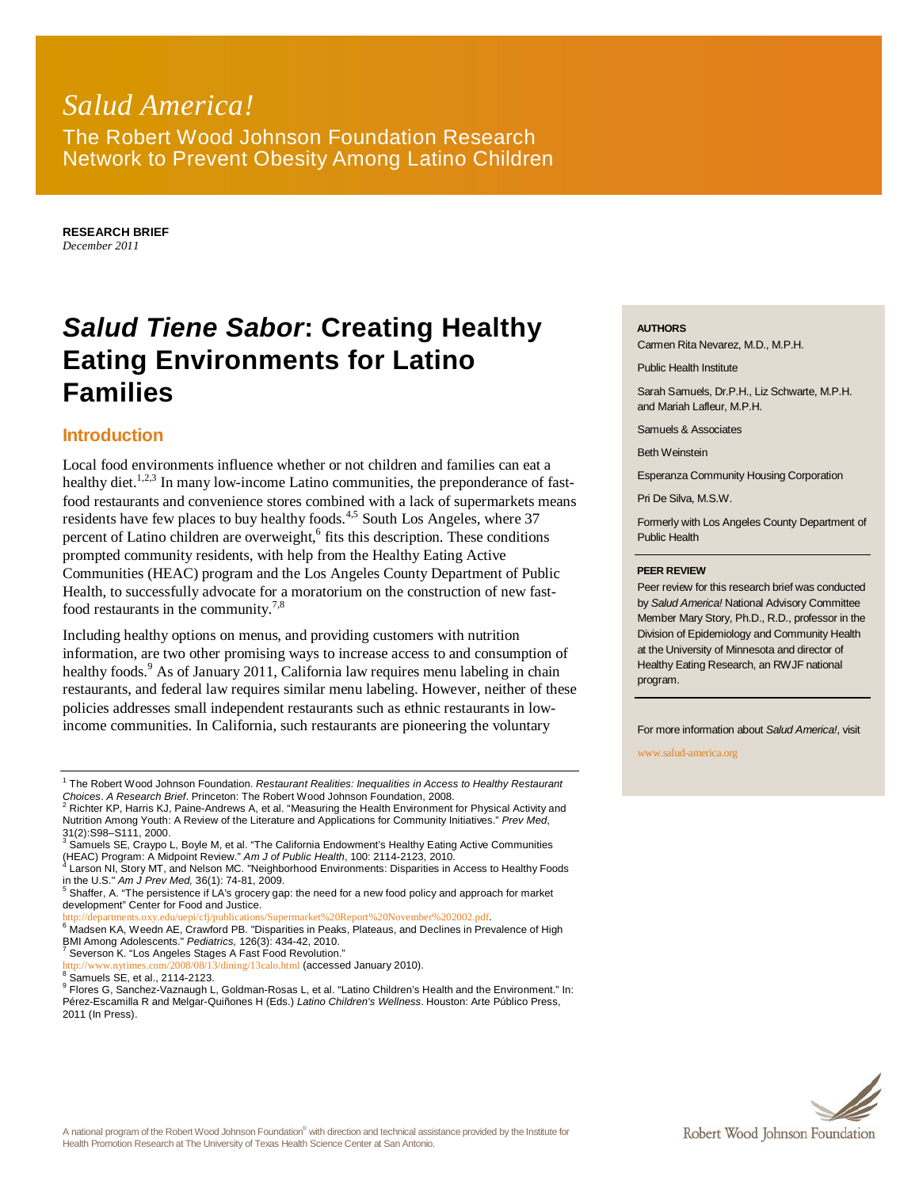*Salud America!*

The Robert Wood Johnson Foundation Research Network to Prevent Obesity Among Latino Children

**RESEARCH BRIEF**
*December 2011*

# *Salud Tiene Sabor*: Creating Healthy Eating Environments for Latino Families

## Introduction

Local food environments influence whether or not children and families can eat a healthy diet.[1,2,3] In many low-income Latino communities, the preponderance of fast-food restaurants and convenience stores combined with a lack of supermarkets means residents have few places to buy healthy foods.[4,5] South Los Angeles, where 37 percent of Latino children are overweight,[6] fits this description. These conditions prompted community residents, with help from the Healthy Eating Active Communities (HEAC) program and the Los Angeles County Department of Public Health, to successfully advocate for a moratorium on the construction of new fast-food restaurants in the community.[7,8]

Including healthy options on menus, and providing customers with nutrition information, are two other promising ways to increase access to and consumption of healthy foods.[9] As of January 2011, California law requires menu labeling in chain restaurants, and federal law requires similar menu labeling. However, neither of these policies addresses small independent restaurants such as ethnic restaurants in low-income communities. In California, such restaurants are pioneering the voluntary

**AUTHORS**

Carmen Rita Nevarez, M.D., M.P.H.

Public Health Institute

Sarah Samuels, Dr.P.H., Liz Schwarte, M.P.H. and Mariah Lafleur, M.P.H.

Samuels & Associates

Beth Weinstein

Esperanza Community Housing Corporation

Pri De Silva, M.S.W.

Formerly with Los Angeles County Department of Public Health

**PEER REVIEW**

Peer review for this research brief was conducted by *Salud America!* National Advisory Committee Member Mary Story, Ph.D., R.D., professor in the Division of Epidemiology and Community Health at the University of Minnesota and director of Healthy Eating Research, an RWJF national program.

For more information about *Salud America!*, visit www.salud-america.org

---

[1] The Robert Wood Johnson Foundation. *Restaurant Realities: Inequalities in Access to Healthy Restaurant Choices*. *A Research Brief*. Princeton: The Robert Wood Johnson Foundation, 2008.

[2] Richter KP, Harris KJ, Paine-Andrews A, et al. "Measuring the Health Environment for Physical Activity and Nutrition Among Youth: A Review of the Literature and Applications for Community Initiatives." *Prev Med*, 31(2):S98–S111, 2000.

[3] Samuels SE, Craypo L, Boyle M, et al. "The California Endowment's Healthy Eating Active Communities (HEAC) Program: A Midpoint Review." *Am J of Public Health*, 100: 2114-2123, 2010.

[4] Larson NI, Story MT, and Nelson MC. "Neighborhood Environments: Disparities in Access to Healthy Foods in the U.S." *Am J Prev Med,* 36(1): 74-81, 2009.

[5] Shaffer, A. "The persistence if LA's grocery gap: the need for a new food policy and approach for market development" Center for Food and Justice. http://departments.oxy.edu/uepi/cfj/publications/Supermarket%20Report%20November%202002.pdf.

[6] Madsen KA, Weedn AE, Crawford PB. "Disparities in Peaks, Plateaus, and Declines in Prevalence of High BMI Among Adolescents." *Pediatrics,* 126(3): 434-42, 2010.

[7] Severson K. "Los Angeles Stages A Fast Food Revolution." http://www.nytimes.com/2008/08/13/dining/13calo.html (accessed January 2010).

[8] Samuels SE, et al., 2114-2123.

[9] Flores G, Sanchez-Vaznaugh L, Goldman-Rosas L, et al. "Latino Children's Health and the Environment." In: Pérez-Escamilla R and Melgar-Quiñones H (Eds.) *Latino Children's Wellness*. Houston: Arte Público Press, 2011 (In Press).

A national program of the Robert Wood Johnson Foundation® with direction and technical assistance provided by the Institute for Health Promotion Research at The University of Texas Health Science Center at San Antonio.

Robert Wood Johnson Foundation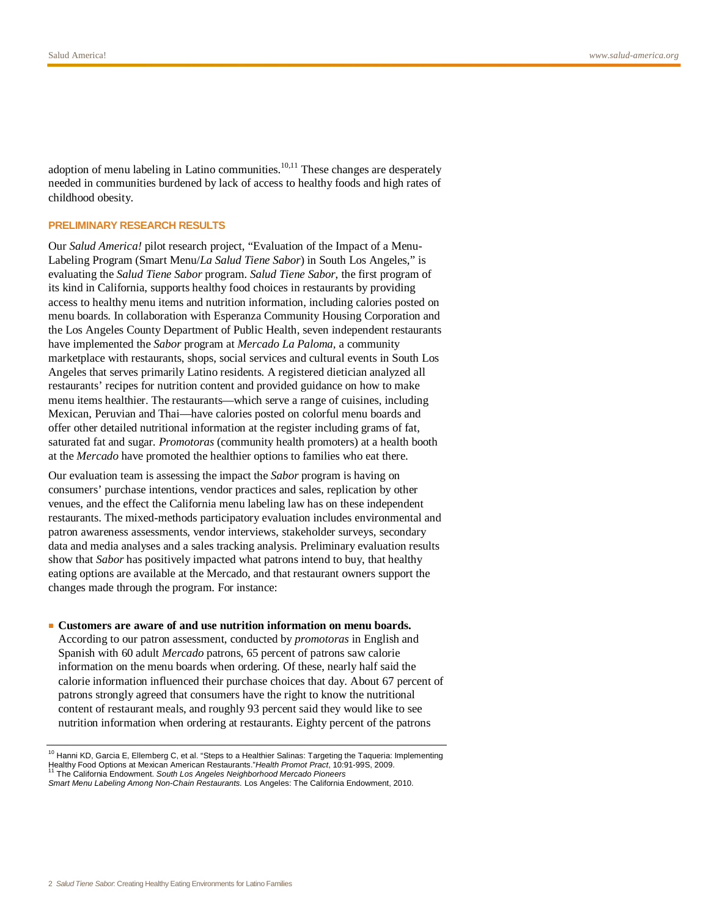adoption of menu labeling in Latino communities.[10,11] These changes are desperately needed in communities burdened by lack of access to healthy foods and high rates of childhood obesity.

## PRELIMINARY RESEARCH RESULTS

Our *Salud America!* pilot research project, "Evaluation of the Impact of a Menu-Labeling Program (Smart Menu/*La Salud Tiene Sabor*) in South Los Angeles," is evaluating the *Salud Tiene Sabor* program. *Salud Tiene Sabor*, the first program of its kind in California, supports healthy food choices in restaurants by providing access to healthy menu items and nutrition information, including calories posted on menu boards. In collaboration with Esperanza Community Housing Corporation and the Los Angeles County Department of Public Health, seven independent restaurants have implemented the *Sabor* program at *Mercado La Paloma*, a community marketplace with restaurants, shops, social services and cultural events in South Los Angeles that serves primarily Latino residents. A registered dietician analyzed all restaurants' recipes for nutrition content and provided guidance on how to make menu items healthier. The restaurants—which serve a range of cuisines, including Mexican, Peruvian and Thai—have calories posted on colorful menu boards and offer other detailed nutritional information at the register including grams of fat, saturated fat and sugar. *Promotoras* (community health promoters) at a health booth at the *Mercado* have promoted the healthier options to families who eat there.

Our evaluation team is assessing the impact the *Sabor* program is having on consumers' purchase intentions, vendor practices and sales, replication by other venues, and the effect the California menu labeling law has on these independent restaurants. The mixed-methods participatory evaluation includes environmental and patron awareness assessments, vendor interviews, stakeholder surveys, secondary data and media analyses and a sales tracking analysis. Preliminary evaluation results show that *Sabor* has positively impacted what patrons intend to buy, that healthy eating options are available at the Mercado, and that restaurant owners support the changes made through the program. For instance:

- **Customers are aware of and use nutrition information on menu boards.** According to our patron assessment, conducted by *promotoras* in English and Spanish with 60 adult *Mercado* patrons, 65 percent of patrons saw calorie information on the menu boards when ordering. Of these, nearly half said the calorie information influenced their purchase choices that day. About 67 percent of patrons strongly agreed that consumers have the right to know the nutritional content of restaurant meals, and roughly 93 percent said they would like to see nutrition information when ordering at restaurants. Eighty percent of the patrons

---

[10] Hanni KD, Garcia E, Ellemberg C, et al. "Steps to a Healthier Salinas: Targeting the Taqueria: Implementing Healthy Food Options at Mexican American Restaurants."*Health Promot Pract*, 10:91-99S, 2009.
[11] The California Endowment. *South Los Angeles Neighborhood Mercado Pioneers Smart Menu Labeling Among Non-Chain Restaurants.* Los Angeles: The California Endowment, 2010.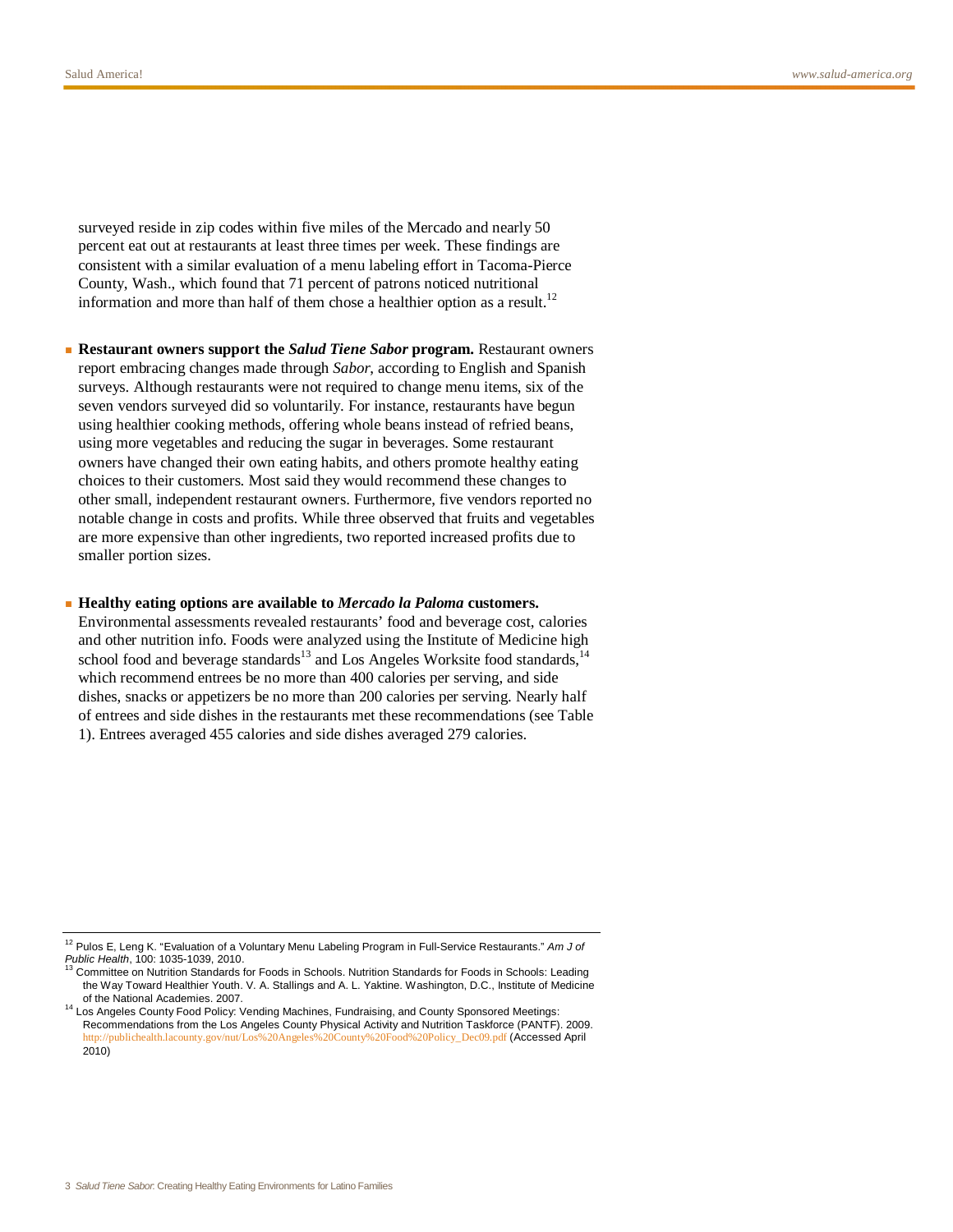surveyed reside in zip codes within five miles of the Mercado and nearly 50 percent eat out at restaurants at least three times per week. These findings are consistent with a similar evaluation of a menu labeling effort in Tacoma-Pierce County, Wash., which found that 71 percent of patrons noticed nutritional information and more than half of them chose a healthier option as a result.[12]

- **Restaurant owners support the *Salud Tiene Sabor* program.** Restaurant owners report embracing changes made through *Sabor*, according to English and Spanish surveys. Although restaurants were not required to change menu items, six of the seven vendors surveyed did so voluntarily. For instance, restaurants have begun using healthier cooking methods, offering whole beans instead of refried beans, using more vegetables and reducing the sugar in beverages. Some restaurant owners have changed their own eating habits, and others promote healthy eating choices to their customers. Most said they would recommend these changes to other small, independent restaurant owners. Furthermore, five vendors reported no notable change in costs and profits. While three observed that fruits and vegetables are more expensive than other ingredients, two reported increased profits due to smaller portion sizes.

- **Healthy eating options are available to *Mercado la Paloma* customers.** Environmental assessments revealed restaurants' food and beverage cost, calories and other nutrition info. Foods were analyzed using the Institute of Medicine high school food and beverage standards[13] and Los Angeles Worksite food standards,[14] which recommend entrees be no more than 400 calories per serving, and side dishes, snacks or appetizers be no more than 200 calories per serving. Nearly half of entrees and side dishes in the restaurants met these recommendations (see Table 1). Entrees averaged 455 calories and side dishes averaged 279 calories.

---

[12] Pulos E, Leng K. "Evaluation of a Voluntary Menu Labeling Program in Full-Service Restaurants." *Am J of Public Health*, 100: 1035-1039, 2010.

[13] Committee on Nutrition Standards for Foods in Schools. Nutrition Standards for Foods in Schools: Leading the Way Toward Healthier Youth. V. A. Stallings and A. L. Yaktine. Washington, D.C., Institute of Medicine of the National Academies. 2007.

[14] Los Angeles County Food Policy: Vending Machines, Fundraising, and County Sponsored Meetings: Recommendations from the Los Angeles County Physical Activity and Nutrition Taskforce (PANTF). 2009. http://publichealth.lacounty.gov/nut/Los%20Angeles%20County%20Food%20Policy_Dec09.pdf (Accessed April 2010)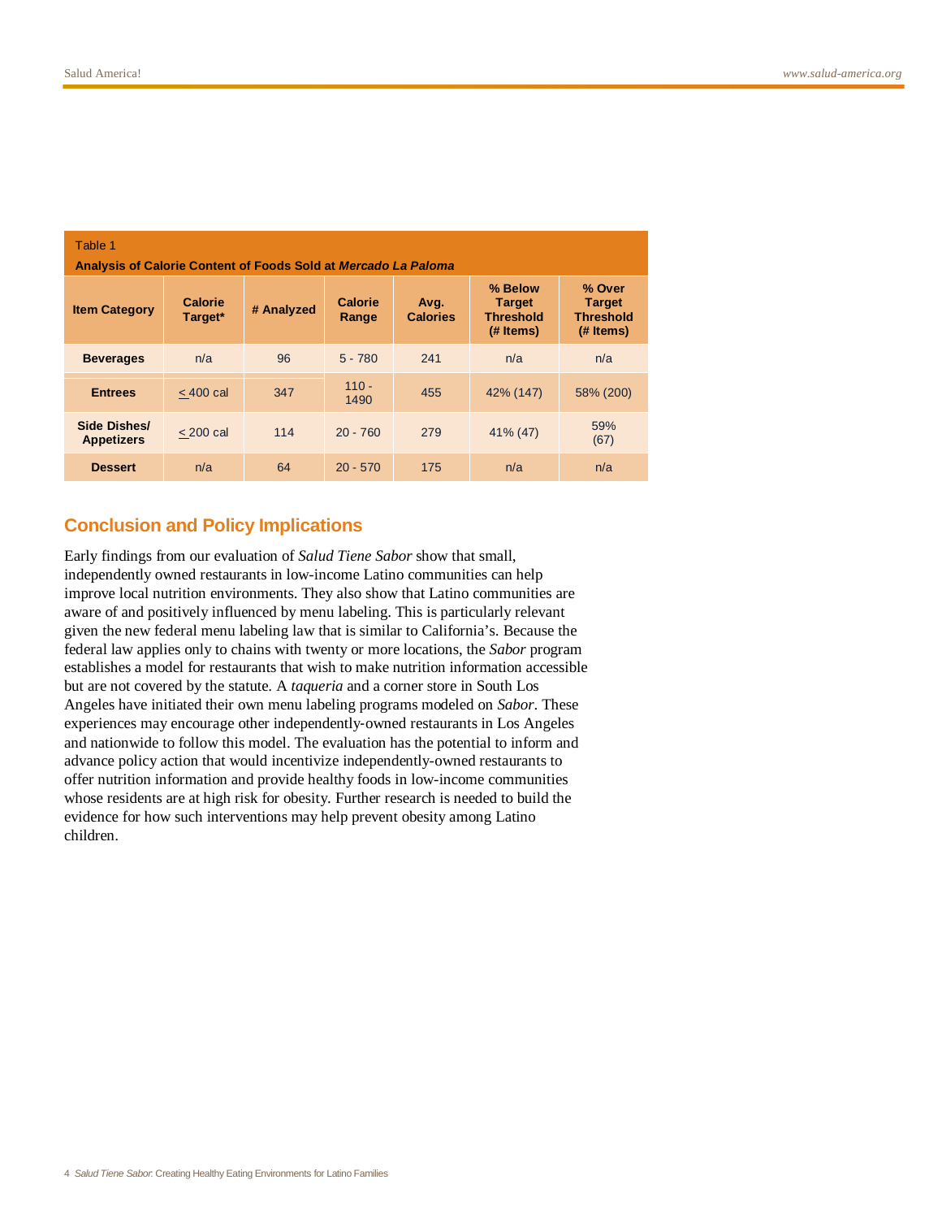Table 1

**Analysis of Calorie Content of Foods Sold at *Mercado La Paloma***

| Item Category | Calorie Target* | # Analyzed | Calorie Range | Avg. Calories | % Below Target Threshold (# Items) | % Over Target Threshold (# Items) |
|---|---|---|---|---|---|---|
| **Beverages** | n/a | 96 | 5 - 780 | 241 | n/a | n/a |
| **Entrees** | ≤ 400 cal | 347 | 110 - 1490 | 455 | 42% (147) | 58% (200) |
| **Side Dishes/ Appetizers** | ≤ 200 cal | 114 | 20 - 760 | 279 | 41% (47) | 59% (67) |
| **Dessert** | n/a | 64 | 20 - 570 | 175 | n/a | n/a |

## Conclusion and Policy Implications

Early findings from our evaluation of *Salud Tiene Sabor* show that small, independently owned restaurants in low-income Latino communities can help improve local nutrition environments. They also show that Latino communities are aware of and positively influenced by menu labeling. This is particularly relevant given the new federal menu labeling law that is similar to California's. Because the federal law applies only to chains with twenty or more locations, the *Sabor* program establishes a model for restaurants that wish to make nutrition information accessible but are not covered by the statute. A *taqueria* and a corner store in South Los Angeles have initiated their own menu labeling programs modeled on *Sabor*. These experiences may encourage other independently-owned restaurants in Los Angeles and nationwide to follow this model. The evaluation has the potential to inform and advance policy action that would incentivize independently-owned restaurants to offer nutrition information and provide healthy foods in low-income communities whose residents are at high risk for obesity. Further research is needed to build the evidence for how such interventions may help prevent obesity among Latino children.